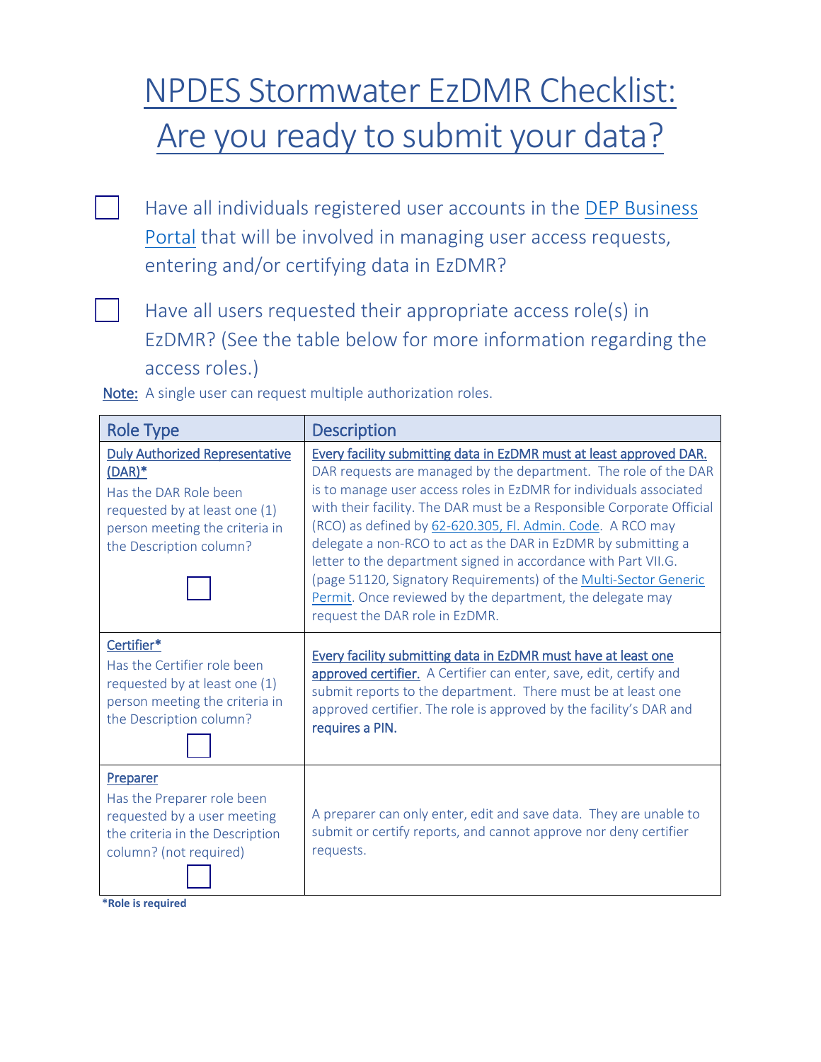# NPDES Stormwater EzDMR Checklist: Are you ready to submit your data?

- [ ] Have all individuals registered user accounts in the DEP Business Portal that will be involved in managing user access requests, entering and/or certifying data in EzDMR?

- [ ] Have all users requested their appropriate access role(s) in EzDMR? (See the table below for more information regarding the access roles.)

Note: A single user can request multiple authorization roles.

| Role Type | Description |
| --- | --- |
| Duly Authorized Representative (DAR)*<br>Has the DAR Role been requested by at least one (1) person meeting the criteria in the Description column?<br>☐ | Every facility submitting data in EzDMR must at least approved DAR. DAR requests are managed by the department. The role of the DAR is to manage user access roles in EzDMR for individuals associated with their facility. The DAR must be a Responsible Corporate Official (RCO) as defined by 62-620.305, Fl. Admin. Code. A RCO may delegate a non-RCO to act as the DAR in EzDMR by submitting a letter to the department signed in accordance with Part VII.G. (page 51120, Signatory Requirements) of the Multi-Sector Generic Permit. Once reviewed by the department, the delegate may request the DAR role in EzDMR. |
| Certifier*<br>Has the Certifier role been requested by at least one (1) person meeting the criteria in the Description column?<br>☐ | Every facility submitting data in EzDMR must have at least one approved certifier. A Certifier can enter, save, edit, certify and submit reports to the department. There must be at least one approved certifier. The role is approved by the facility's DAR and **requires a PIN.** |
| Preparer<br>Has the Preparer role been requested by a user meeting the criteria in the Description column? (not required)<br>☐ | A preparer can only enter, edit and save data. They are unable to submit or certify reports, and cannot approve nor deny certifier requests. |

**\*Role is required**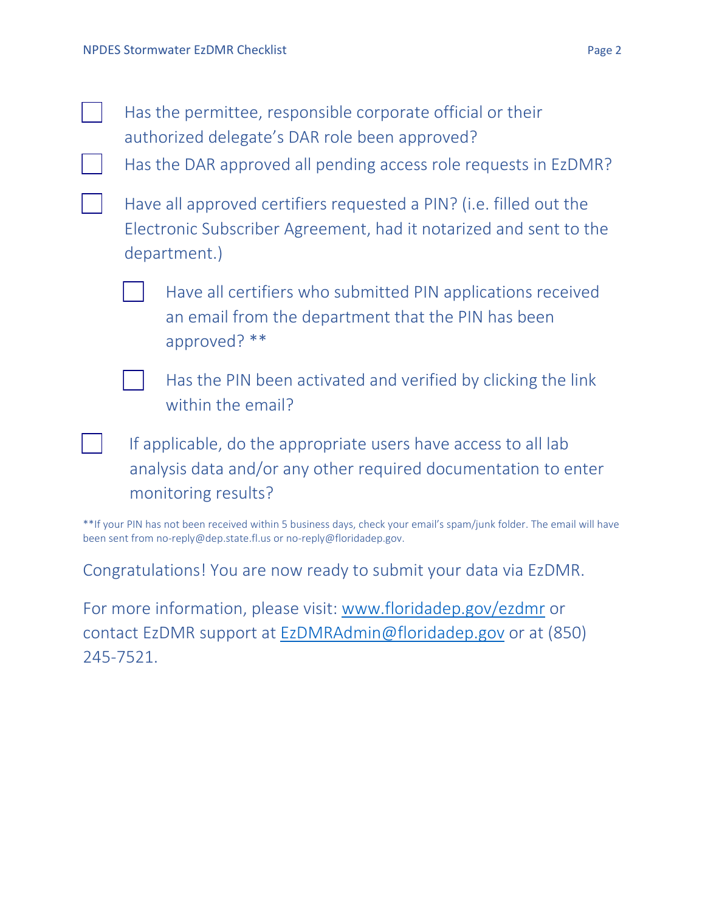- [ ] Has the permittee, responsible corporate official or their authorized delegate's DAR role been approved?
- [ ] Has the DAR approved all pending access role requests in EzDMR?
- [ ] Have all approved certifiers requested a PIN? (i.e. filled out the Electronic Subscriber Agreement, had it notarized and sent to the department.)
    - [ ] Have all certifiers who submitted PIN applications received an email from the department that the PIN has been approved? **
    - [ ] Has the PIN been activated and verified by clicking the link within the email?
- [ ] If applicable, do the appropriate users have access to all lab analysis data and/or any other required documentation to enter monitoring results?

**If your PIN has not been received within 5 business days, check your email's spam/junk folder. The email will have been sent from no-reply@dep.state.fl.us or no-reply@floridadep.gov.

Congratulations! You are now ready to submit your data via EzDMR.

For more information, please visit: [www.floridadep.gov/ezdmr](http://www.floridadep.gov/ezdmr) or contact EzDMR support at [EzDMRAdmin@floridadep.gov](mailto:EzDMRAdmin@floridadep.gov) or at (850) 245-7521.